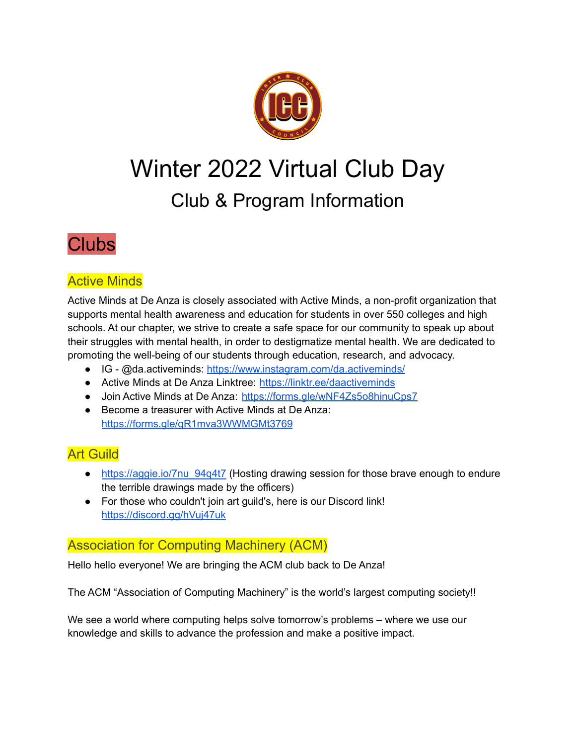# Winter 2022 Virtual Club Day

## Club & Program Information

# Clubs

### Active Minds

Active Minds at De Anza is closely associated with Active Minds, a non-profit organization that supports mental health awareness and education for students in over 550 colleges and high schools. At our chapter, we strive to create a safe space for our community to speak up about their struggles with mental health, in order to destigmatize mental health. We are dedicated to promoting the well-being of our students through education, research, and advocacy.

- IG - @da.activeminds: https://www.instagram.com/da.activeminds/
- Active Minds at De Anza Linktree: https://linktr.ee/daactiveminds
- Join Active Minds at De Anza: https://forms.gle/wNF4Zs5o8hinuCps7
- Become a treasurer with Active Minds at De Anza: https://forms.gle/qR1mva3WWMGMt3769

### Art Guild

- https://aggie.io/7nu_94q4t7 (Hosting drawing session for those brave enough to endure the terrible drawings made by the officers)
- For those who couldn't join art guild's, here is our Discord link! https://discord.gg/hVuj47uk

### Association for Computing Machinery (ACM)

Hello hello everyone! We are bringing the ACM club back to De Anza!

The ACM "Association of Computing Machinery" is the world's largest computing society!!

We see a world where computing helps solve tomorrow's problems – where we use our knowledge and skills to advance the profession and make a positive impact.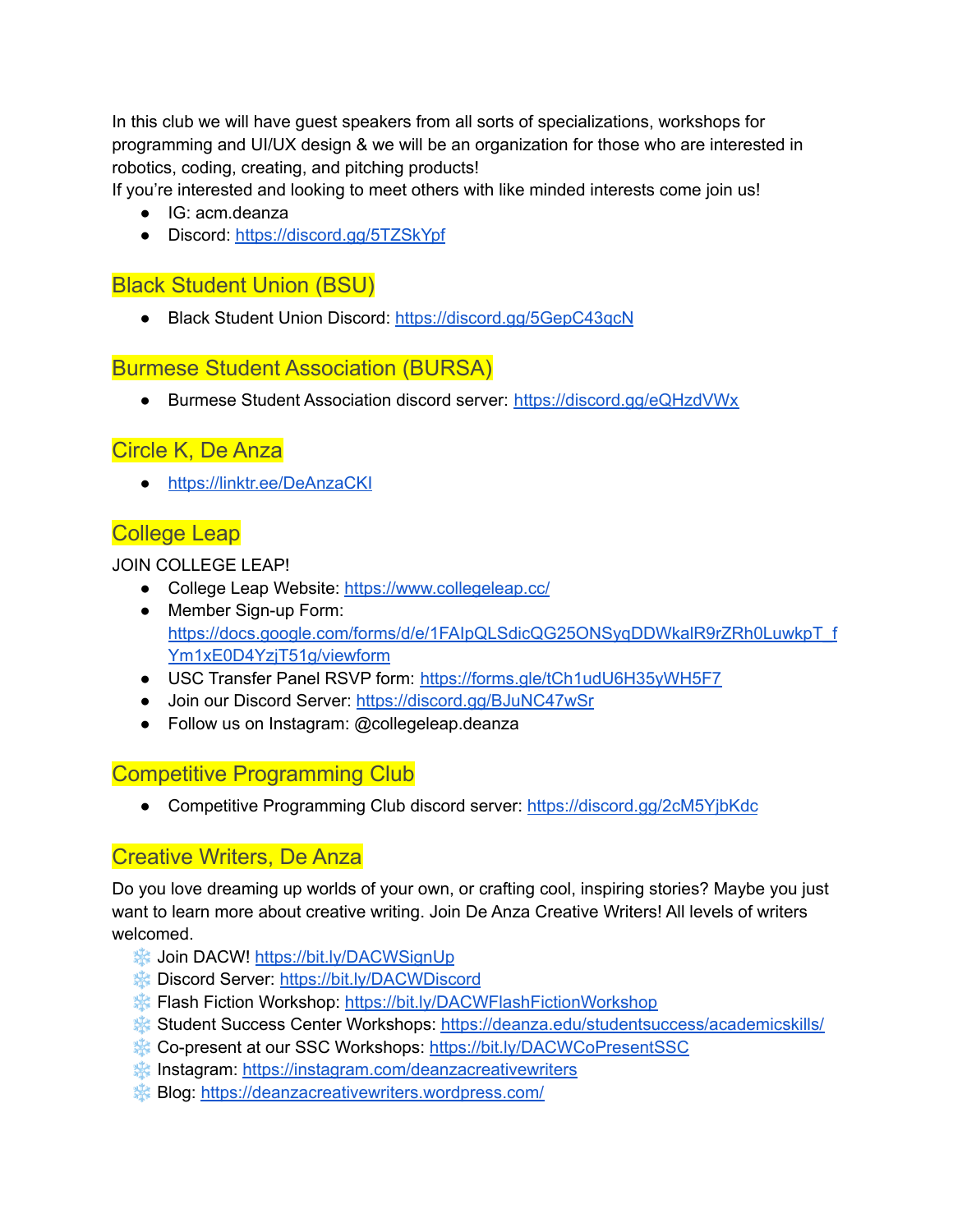In this club we will have guest speakers from all sorts of specializations, workshops for programming and UI/UX design & we will be an organization for those who are interested in robotics, coding, creating, and pitching products!
If you're interested and looking to meet others with like minded interests come join us!

- IG: acm.deanza
- Discord: https://discord.gg/5TZSkYpf

## Black Student Union (BSU)

- Black Student Union Discord: https://discord.gg/5GepC43qcN

## Burmese Student Association (BURSA)

- Burmese Student Association discord server: https://discord.gg/eQHzdVWx

## Circle K, De Anza

- https://linktr.ee/DeAnzaCKI

## College Leap

JOIN COLLEGE LEAP!

- College Leap Website: https://www.collegeleap.cc/
- Member Sign-up Form: https://docs.google.com/forms/d/e/1FAIpQLSdicQG25ONSyqDDWkalR9rZRh0LuwkpT_fYm1xE0D4YzjT51g/viewform
- USC Transfer Panel RSVP form: https://forms.gle/tCh1udU6H35yWH5F7
- Join our Discord Server: https://discord.gg/BJuNC47wSr
- Follow us on Instagram: @collegeleap.deanza

## Competitive Programming Club

- Competitive Programming Club discord server: https://discord.gg/2cM5YjbKdc

## Creative Writers, De Anza

Do you love dreaming up worlds of your own, or crafting cool, inspiring stories? Maybe you just want to learn more about creative writing. Join De Anza Creative Writers! All levels of writers welcomed.

- ❄️ Join DACW! https://bit.ly/DACWSignUp
- ❄️ Discord Server: https://bit.ly/DACWDiscord
- ❄️ Flash Fiction Workshop: https://bit.ly/DACWFlashFictionWorkshop
- ❄️ Student Success Center Workshops: https://deanza.edu/studentsuccess/academicskills/
- ❄️ Co-present at our SSC Workshops: https://bit.ly/DACWCoPresentSSC
- ❄️ Instagram: https://instagram.com/deanzacreativewriters
- ❄️ Blog: https://deanzacreativewriters.wordpress.com/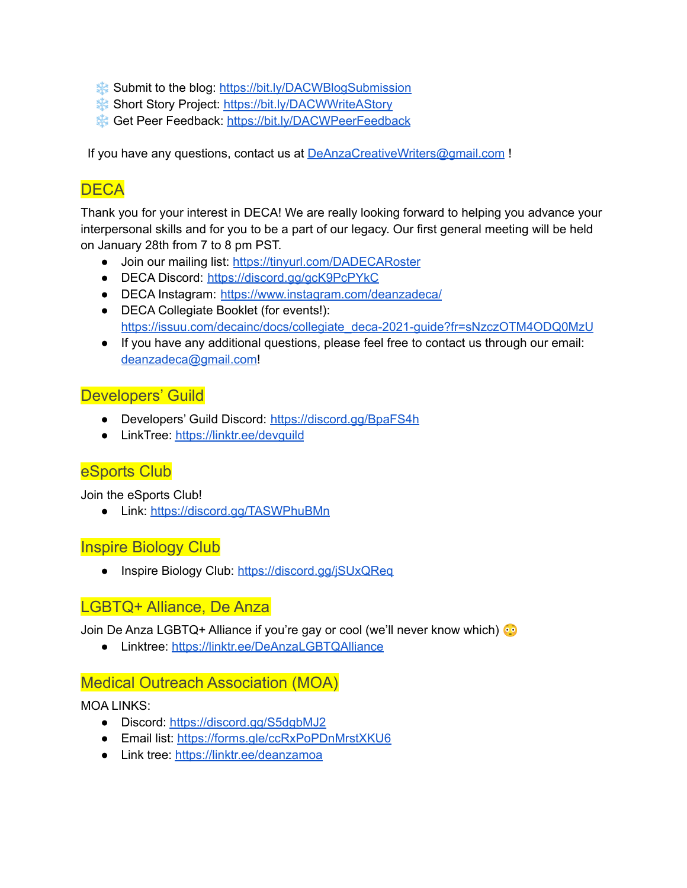- ❄️ Submit to the blog: https://bit.ly/DACWBlogSubmission
- ❄️ Short Story Project: https://bit.ly/DACWWriteAStory
- ❄️ Get Peer Feedback: https://bit.ly/DACWPeerFeedback

If you have any questions, contact us at DeAnzaCreativeWriters@gmail.com !

## DECA

Thank you for your interest in DECA! We are really looking forward to helping you advance your interpersonal skills and for you to be a part of our legacy. Our first general meeting will be held on January 28th from 7 to 8 pm PST.

- Join our mailing list: https://tinyurl.com/DADECARoster
- DECA Discord: https://discord.gg/gcK9PcPYkC
- DECA Instagram: https://www.instagram.com/deanzadeca/
- DECA Collegiate Booklet (for events!): https://issuu.com/decainc/docs/collegiate_deca-2021-guide?fr=sNzczOTM4ODQ0MzU
- If you have any additional questions, please feel free to contact us through our email: deanzadeca@gmail.com!

## Developers' Guild

- Developers' Guild Discord: https://discord.gg/BpaFS4h
- LinkTree: https://linktr.ee/devguild

## eSports Club

Join the eSports Club!

- Link: https://discord.gg/TASWPhuBMn

## Inspire Biology Club

- Inspire Biology Club: https://discord.gg/jSUxQReq

## LGBTQ+ Alliance, De Anza

Join De Anza LGBTQ+ Alliance if you're gay or cool (we'll never know which) 😳

- Linktree: https://linktr.ee/DeAnzaLGBTQAlliance

## Medical Outreach Association (MOA)

MOA LINKS:

- Discord: https://discord.gg/S5dgbMJ2
- Email list: https://forms.gle/ccRxPoPDnMrstXKU6
- Link tree: https://linktr.ee/deanzamoa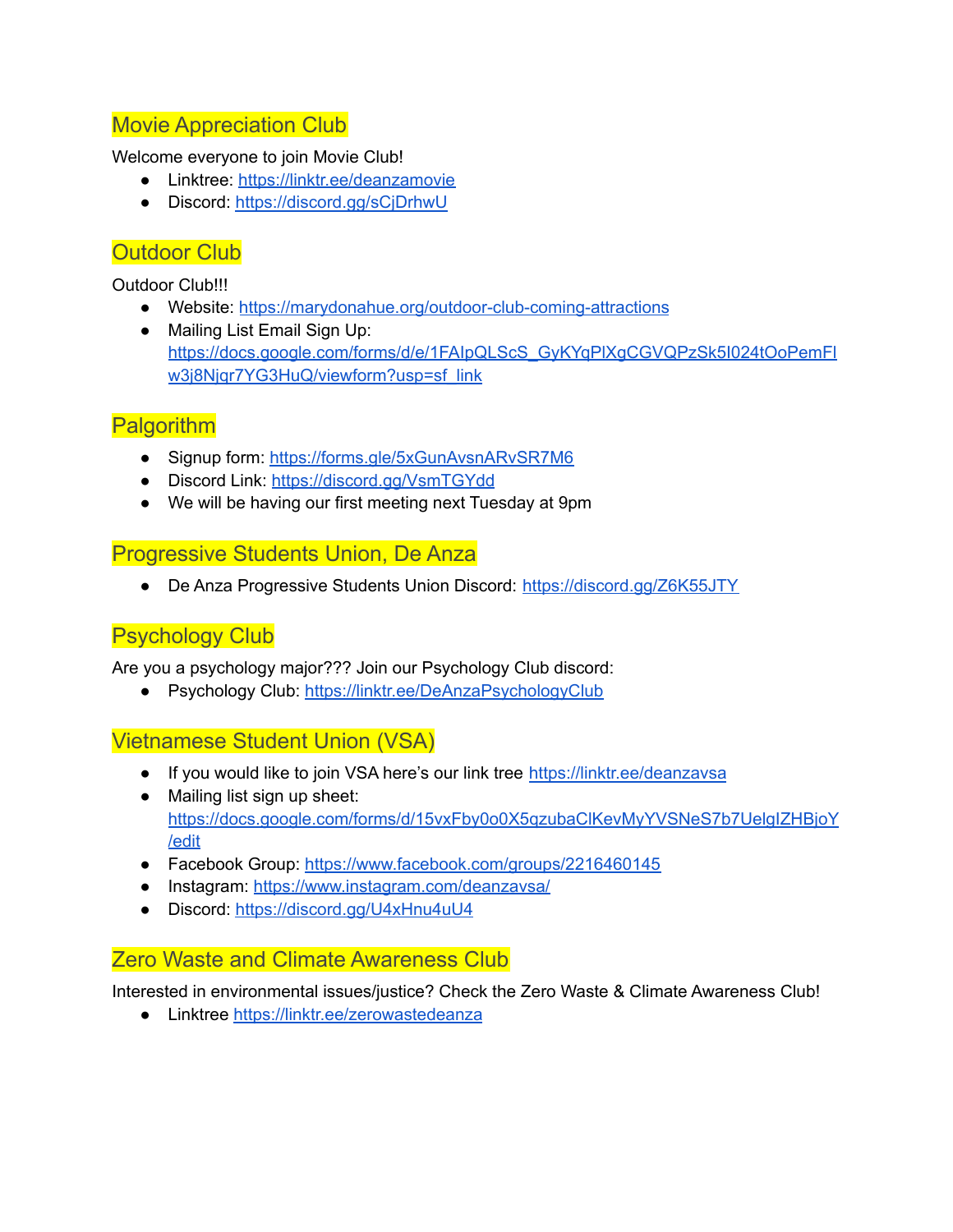## Movie Appreciation Club

Welcome everyone to join Movie Club!

- Linktree: https://linktr.ee/deanzamovie
- Discord: https://discord.gg/sCjDrhwU

## Outdoor Club

Outdoor Club!!!

- Website: https://marydonahue.org/outdoor-club-coming-attractions
- Mailing List Email Sign Up: https://docs.google.com/forms/d/e/1FAIpQLScS_GyKYqPlXgCGVQPzSk5I024tOoPemFlw3j8Njqr7YG3HuQ/viewform?usp=sf_link

## Palgorithm

- Signup form: https://forms.gle/5xGunAvsnARvSR7M6
- Discord Link: https://discord.gg/VsmTGYdd
- We will be having our first meeting next Tuesday at 9pm

## Progressive Students Union, De Anza

- De Anza Progressive Students Union Discord: https://discord.gg/Z6K55JTY

## Psychology Club

Are you a psychology major??? Join our Psychology Club discord:

- Psychology Club: https://linktr.ee/DeAnzaPsychologyClub

## Vietnamese Student Union (VSA)

- If you would like to join VSA here's our link tree https://linktr.ee/deanzavsa
- Mailing list sign up sheet: https://docs.google.com/forms/d/15vxFby0o0X5qzubaClKevMyYVSNeS7b7UelgIZHBjoY/edit
- Facebook Group: https://www.facebook.com/groups/2216460145
- Instagram: https://www.instagram.com/deanzavsa/
- Discord: https://discord.gg/U4xHnu4uU4

## Zero Waste and Climate Awareness Club

Interested in environmental issues/justice? Check the Zero Waste & Climate Awareness Club!

- Linktree https://linktr.ee/zerowastedeanza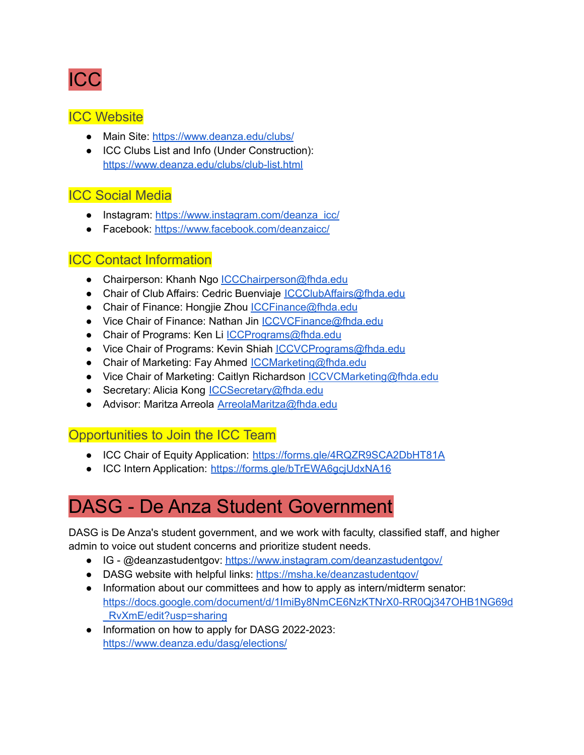# ICC

## ICC Website

- Main Site: https://www.deanza.edu/clubs/
- ICC Clubs List and Info (Under Construction): https://www.deanza.edu/clubs/club-list.html

## ICC Social Media

- Instagram: https://www.instagram.com/deanza_icc/
- Facebook: https://www.facebook.com/deanzaicc/

## ICC Contact Information

- Chairperson: Khanh Ngo ICCChairperson@fhda.edu
- Chair of Club Affairs: Cedric Buenviaje ICCClubAffairs@fhda.edu
- Chair of Finance: Hongjie Zhou ICCFinance@fhda.edu
- Vice Chair of Finance: Nathan Jin ICCVCFinance@fhda.edu
- Chair of Programs: Ken Li ICCPrograms@fhda.edu
- Vice Chair of Programs: Kevin Shiah ICCVCPrograms@fhda.edu
- Chair of Marketing: Fay Ahmed ICCMarketing@fhda.edu
- Vice Chair of Marketing: Caitlyn Richardson ICCVCMarketing@fhda.edu
- Secretary: Alicia Kong ICCSecretary@fhda.edu
- Advisor: Maritza Arreola ArreolaMaritza@fhda.edu

## Opportunities to Join the ICC Team

- ICC Chair of Equity Application: https://forms.gle/4RQZR9SCA2DbHT81A
- ICC Intern Application: https://forms.gle/bTrEWA6gcjUdxNA16

# DASG - De Anza Student Government

DASG is De Anza's student government, and we work with faculty, classified staff, and higher admin to voice out student concerns and prioritize student needs.

- IG - @deanzastudentgov: https://www.instagram.com/deanzastudentgov/
- DASG website with helpful links: https://msha.ke/deanzastudentgov/
- Information about our committees and how to apply as intern/midterm senator: https://docs.google.com/document/d/1ImiBy8NmCE6NzKTNrX0-RR0Qj347OHB1NG69d_RvXmE/edit?usp=sharing
- Information on how to apply for DASG 2022-2023: https://www.deanza.edu/dasg/elections/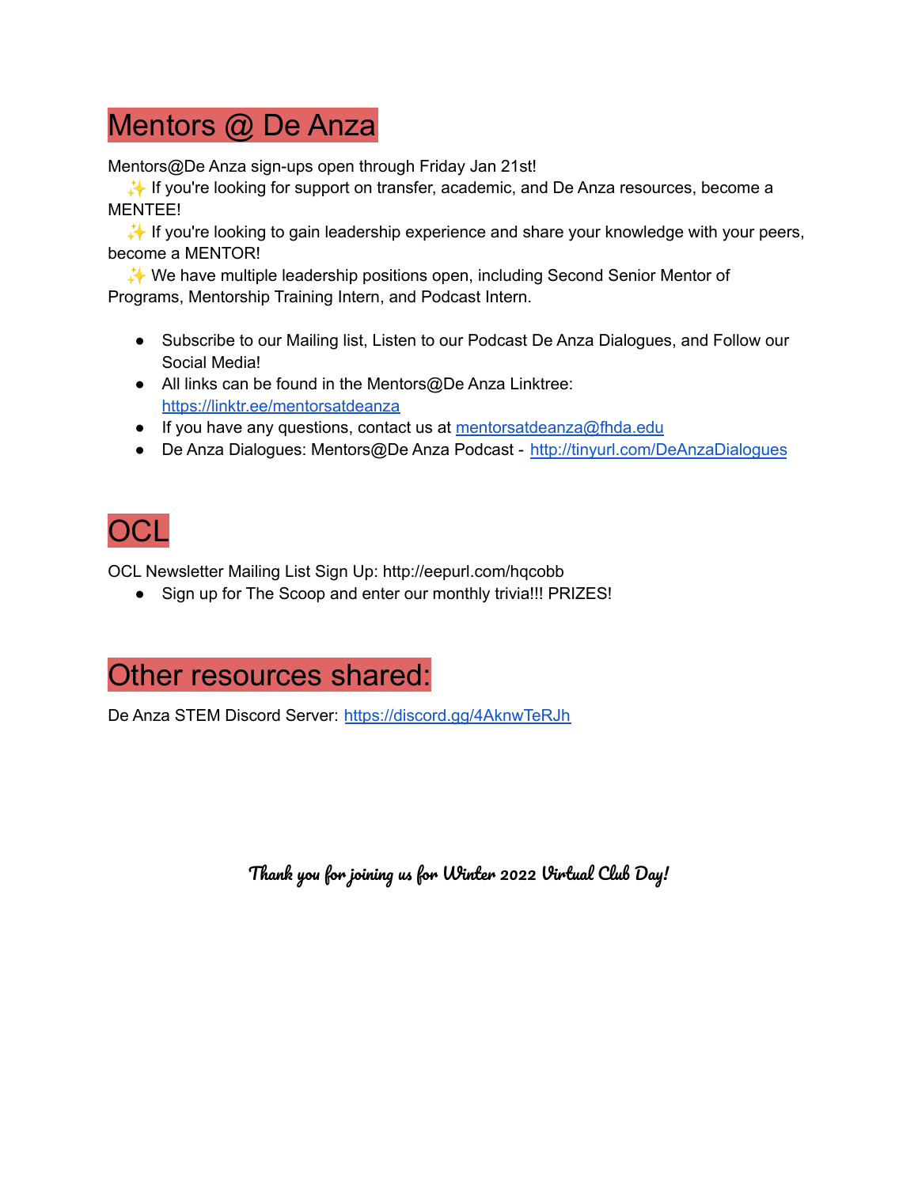# Mentors @ De Anza

Mentors@De Anza sign-ups open through Friday Jan 21st!

✨ If you're looking for support on transfer, academic, and De Anza resources, become a MENTEE!

✨ If you're looking to gain leadership experience and share your knowledge with your peers, become a MENTOR!

✨ We have multiple leadership positions open, including Second Senior Mentor of Programs, Mentorship Training Intern, and Podcast Intern.

- Subscribe to our Mailing list, Listen to our Podcast De Anza Dialogues, and Follow our Social Media!
- All links can be found in the Mentors@De Anza Linktree: https://linktr.ee/mentorsatdeanza
- If you have any questions, contact us at mentorsatdeanza@fhda.edu
- De Anza Dialogues: Mentors@De Anza Podcast - http://tinyurl.com/DeAnzaDialogues

# OCL

OCL Newsletter Mailing List Sign Up: http://eepurl.com/hqcobb

- Sign up for The Scoop and enter our monthly trivia!!! PRIZES!

# Other resources shared:

De Anza STEM Discord Server: https://discord.gg/4AknwTeRJh

*Thank you for joining us for Winter 2022 Virtual Club Day!*